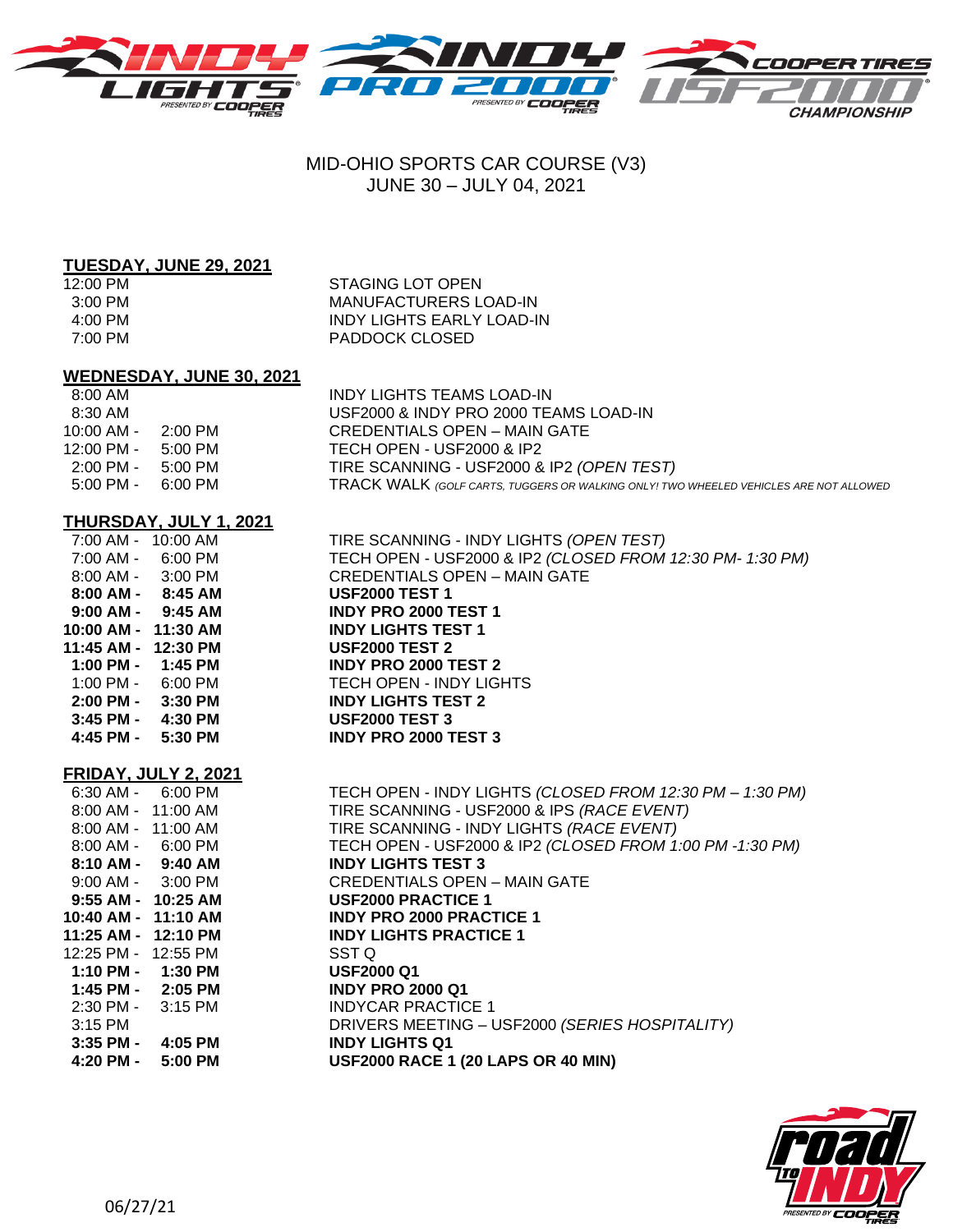MID-OHIO SPORTS CAR COURSE (V3)
JUNE 30 – JULY 04, 2021

## TUESDAY, JUNE 29, 2021

| Time | Event |
|---|---|
| 12:00 PM | STAGING LOT OPEN |
| 3:00 PM | MANUFACTURERS LOAD-IN |
| 4:00 PM | INDY LIGHTS EARLY LOAD-IN |
| 7:00 PM | PADDOCK CLOSED |

## WEDNESDAY, JUNE 30, 2021

| Time | Event |
|---|---|
| 8:00 AM | INDY LIGHTS TEAMS LOAD-IN |
| 8:30 AM | USF2000 & INDY PRO 2000 TEAMS LOAD-IN |
| 10:00 AM - 2:00 PM | CREDENTIALS OPEN – MAIN GATE |
| 12:00 PM - 5:00 PM | TECH OPEN - USF2000 & IP2 |
| 2:00 PM - 5:00 PM | TIRE SCANNING - USF2000 & IP2 *(OPEN TEST)* |
| 5:00 PM - 6:00 PM | TRACK WALK *(GOLF CARTS, TUGGERS OR WALKING ONLY! TWO WHEELED VEHICLES ARE NOT ALLOWED* |

## THURSDAY, JULY 1, 2021

| Time | Event |
|---|---|
| 7:00 AM - 10:00 AM | TIRE SCANNING - INDY LIGHTS *(OPEN TEST)* |
| 7:00 AM - 6:00 PM | TECH OPEN - USF2000 & IP2 *(CLOSED FROM 12:30 PM- 1:30 PM)* |
| 8:00 AM - 3:00 PM | CREDENTIALS OPEN – MAIN GATE |
| **8:00 AM - 8:45 AM** | **USF2000 TEST 1** |
| **9:00 AM - 9:45 AM** | **INDY PRO 2000 TEST 1** |
| **10:00 AM - 11:30 AM** | **INDY LIGHTS TEST 1** |
| **11:45 AM - 12:30 PM** | **USF2000 TEST 2** |
| **1:00 PM - 1:45 PM** | **INDY PRO 2000 TEST 2** |
| 1:00 PM - 6:00 PM | TECH OPEN - INDY LIGHTS |
| **2:00 PM - 3:30 PM** | **INDY LIGHTS TEST 2** |
| **3:45 PM - 4:30 PM** | **USF2000 TEST 3** |
| **4:45 PM - 5:30 PM** | **INDY PRO 2000 TEST 3** |

## FRIDAY, JULY 2, 2021

| Time | Event |
|---|---|
| 6:30 AM - 6:00 PM | TECH OPEN - INDY LIGHTS *(CLOSED FROM 12:30 PM – 1:30 PM)* |
| 8:00 AM - 11:00 AM | TIRE SCANNING - USF2000 & IPS *(RACE EVENT)* |
| 8:00 AM - 11:00 AM | TIRE SCANNING - INDY LIGHTS *(RACE EVENT)* |
| 8:00 AM - 6:00 PM | TECH OPEN - USF2000 & IP2 *(CLOSED FROM 1:00 PM -1:30 PM)* |
| **8:10 AM - 9:40 AM** | **INDY LIGHTS TEST 3** |
| 9:00 AM - 3:00 PM | CREDENTIALS OPEN – MAIN GATE |
| **9:55 AM - 10:25 AM** | **USF2000 PRACTICE 1** |
| **10:40 AM - 11:10 AM** | **INDY PRO 2000 PRACTICE 1** |
| **11:25 AM - 12:10 PM** | **INDY LIGHTS PRACTICE 1** |
| 12:25 PM - 12:55 PM | SST Q |
| **1:10 PM - 1:30 PM** | **USF2000 Q1** |
| **1:45 PM - 2:05 PM** | **INDY PRO 2000 Q1** |
| 2:30 PM - 3:15 PM | INDYCAR PRACTICE 1 |
| 3:15 PM | DRIVERS MEETING – USF2000 *(SERIES HOSPITALITY)* |
| **3:35 PM - 4:05 PM** | **INDY LIGHTS Q1** |
| **4:20 PM - 5:00 PM** | **USF2000 RACE 1 (20 LAPS OR 40 MIN)** |

06/27/21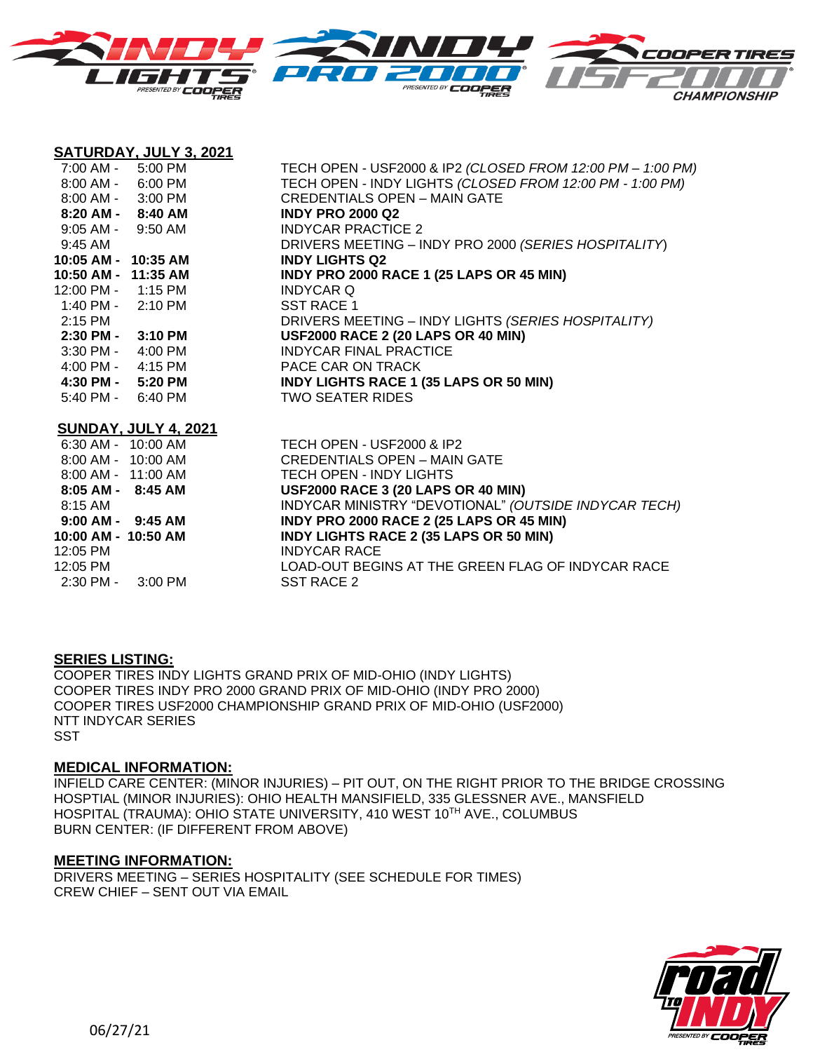## SATURDAY, JULY 3, 2021

| | |
|---|---|
| 7:00 AM - 5:00 PM | TECH OPEN - USF2000 & IP2 *(CLOSED FROM 12:00 PM – 1:00 PM)* |
| 8:00 AM - 6:00 PM | TECH OPEN - INDY LIGHTS *(CLOSED FROM 12:00 PM - 1:00 PM)* |
| 8:00 AM - 3:00 PM | CREDENTIALS OPEN – MAIN GATE |
| **8:20 AM - 8:40 AM** | **INDY PRO 2000 Q2** |
| 9:05 AM - 9:50 AM | INDYCAR PRACTICE 2 |
| 9:45 AM | DRIVERS MEETING – INDY PRO 2000 *(SERIES HOSPITALITY)* |
| **10:05 AM - 10:35 AM** | **INDY LIGHTS Q2** |
| **10:50 AM - 11:35 AM** | **INDY PRO 2000 RACE 1 (25 LAPS OR 45 MIN)** |
| 12:00 PM - 1:15 PM | INDYCAR Q |
| 1:40 PM - 2:10 PM | SST RACE 1 |
| 2:15 PM | DRIVERS MEETING – INDY LIGHTS *(SERIES HOSPITALITY)* |
| **2:30 PM - 3:10 PM** | **USF2000 RACE 2 (20 LAPS OR 40 MIN)** |
| 3:30 PM - 4:00 PM | INDYCAR FINAL PRACTICE |
| 4:00 PM - 4:15 PM | PACE CAR ON TRACK |
| **4:30 PM - 5:20 PM** | **INDY LIGHTS RACE 1 (35 LAPS OR 50 MIN)** |
| 5:40 PM - 6:40 PM | TWO SEATER RIDES |

## SUNDAY, JULY 4, 2021

| | |
|---|---|
| 6:30 AM - 10:00 AM | TECH OPEN - USF2000 & IP2 |
| 8:00 AM - 10:00 AM | CREDENTIALS OPEN – MAIN GATE |
| 8:00 AM - 11:00 AM | TECH OPEN - INDY LIGHTS |
| **8:05 AM - 8:45 AM** | **USF2000 RACE 3 (20 LAPS OR 40 MIN)** |
| 8:15 AM | INDYCAR MINISTRY "DEVOTIONAL" *(OUTSIDE INDYCAR TECH)* |
| **9:00 AM - 9:45 AM** | **INDY PRO 2000 RACE 2 (25 LAPS OR 45 MIN)** |
| **10:00 AM - 10:50 AM** | **INDY LIGHTS RACE 2 (35 LAPS OR 50 MIN)** |
| 12:05 PM | INDYCAR RACE |
| 12:05 PM | LOAD-OUT BEGINS AT THE GREEN FLAG OF INDYCAR RACE |
| 2:30 PM - 3:00 PM | SST RACE 2 |

## SERIES LISTING:

COOPER TIRES INDY LIGHTS GRAND PRIX OF MID-OHIO (INDY LIGHTS)
COOPER TIRES INDY PRO 2000 GRAND PRIX OF MID-OHIO (INDY PRO 2000)
COOPER TIRES USF2000 CHAMPIONSHIP GRAND PRIX OF MID-OHIO (USF2000)
NTT INDYCAR SERIES
SST

## MEDICAL INFORMATION:

INFIELD CARE CENTER: (MINOR INJURIES) – PIT OUT, ON THE RIGHT PRIOR TO THE BRIDGE CROSSING
HOSPTIAL (MINOR INJURIES): OHIO HEALTH MANSIFIELD, 335 GLESSNER AVE., MANSFIELD
HOSPITAL (TRAUMA): OHIO STATE UNIVERSITY, 410 WEST 10TH AVE., COLUMBUS
BURN CENTER: (IF DIFFERENT FROM ABOVE)

## MEETING INFORMATION:

DRIVERS MEETING – SERIES HOSPITALITY (SEE SCHEDULE FOR TIMES)
CREW CHIEF – SENT OUT VIA EMAIL

06/27/21